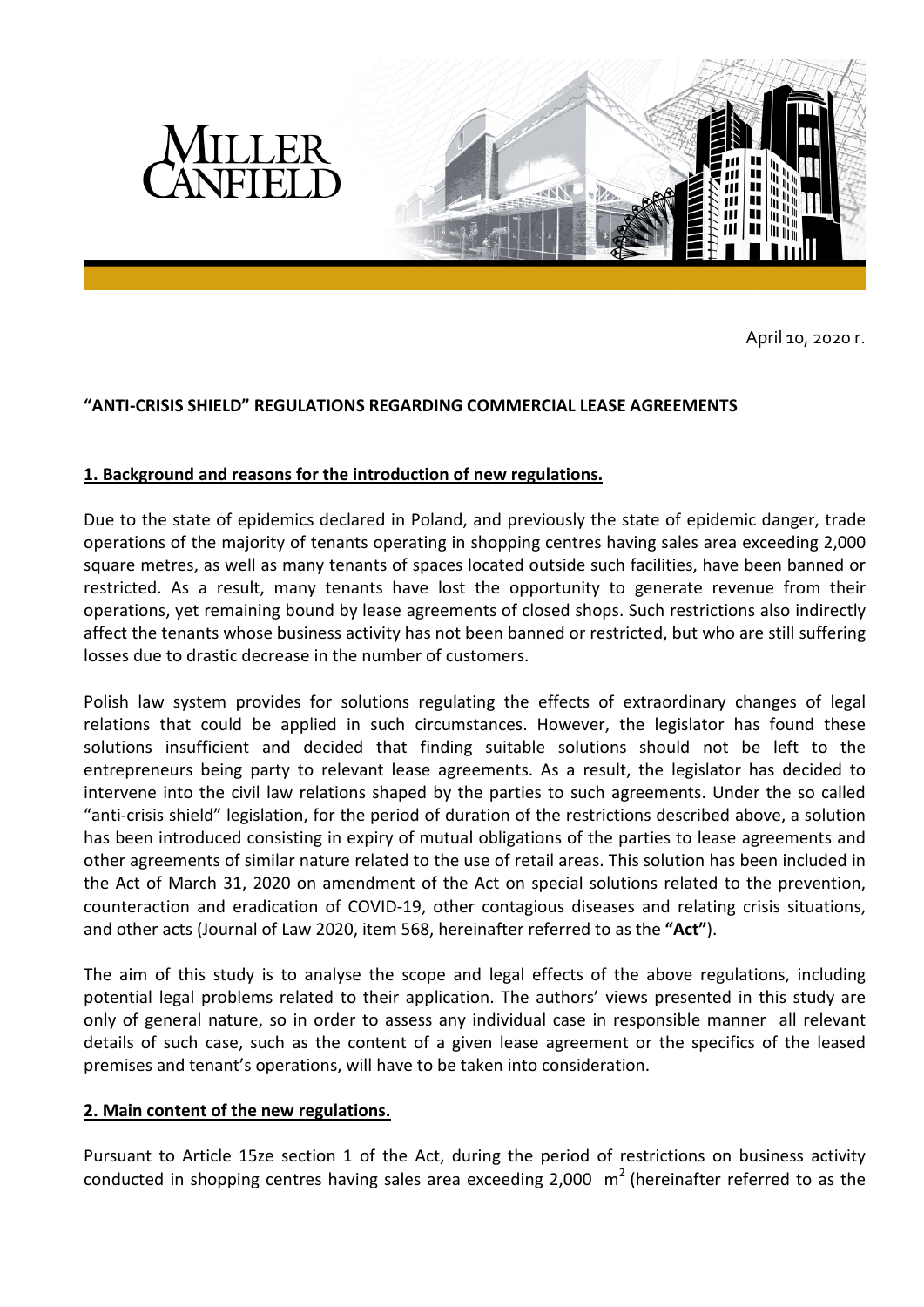April 10, 2020 r.

**"ANTI-CRISIS SHIELD" REGULATIONS REGARDING COMMERCIAL LEASE AGREEMENTS**

## 1. Background and reasons for the introduction of new regulations.

Due to the state of epidemics declared in Poland, and previously the state of epidemic danger, trade operations of the majority of tenants operating in shopping centres having sales area exceeding 2,000 square metres, as well as many tenants of spaces located outside such facilities, have been banned or restricted. As a result, many tenants have lost the opportunity to generate revenue from their operations, yet remaining bound by lease agreements of closed shops. Such restrictions also indirectly affect the tenants whose business activity has not been banned or restricted, but who are still suffering losses due to drastic decrease in the number of customers.

Polish law system provides for solutions regulating the effects of extraordinary changes of legal relations that could be applied in such circumstances. However, the legislator has found these solutions insufficient and decided that finding suitable solutions should not be left to the entrepreneurs being party to relevant lease agreements. As a result, the legislator has decided to intervene into the civil law relations shaped by the parties to such agreements. Under the so called "anti-crisis shield" legislation, for the period of duration of the restrictions described above, a solution has been introduced consisting in expiry of mutual obligations of the parties to lease agreements and other agreements of similar nature related to the use of retail areas. This solution has been included in the Act of March 31, 2020 on amendment of the Act on special solutions related to the prevention, counteraction and eradication of COVID-19, other contagious diseases and relating crisis situations, and other acts (Journal of Law 2020, item 568, hereinafter referred to as the **"Act"**).

The aim of this study is to analyse the scope and legal effects of the above regulations, including potential legal problems related to their application. The authors' views presented in this study are only of general nature, so in order to assess any individual case in responsible manner all relevant details of such case, such as the content of a given lease agreement or the specifics of the leased premises and tenant's operations, will have to be taken into consideration.

## 2. Main content of the new regulations.

Pursuant to Article 15ze section 1 of the Act, during the period of restrictions on business activity conducted in shopping centres having sales area exceeding 2,000 $m^2$ (hereinafter referred to as the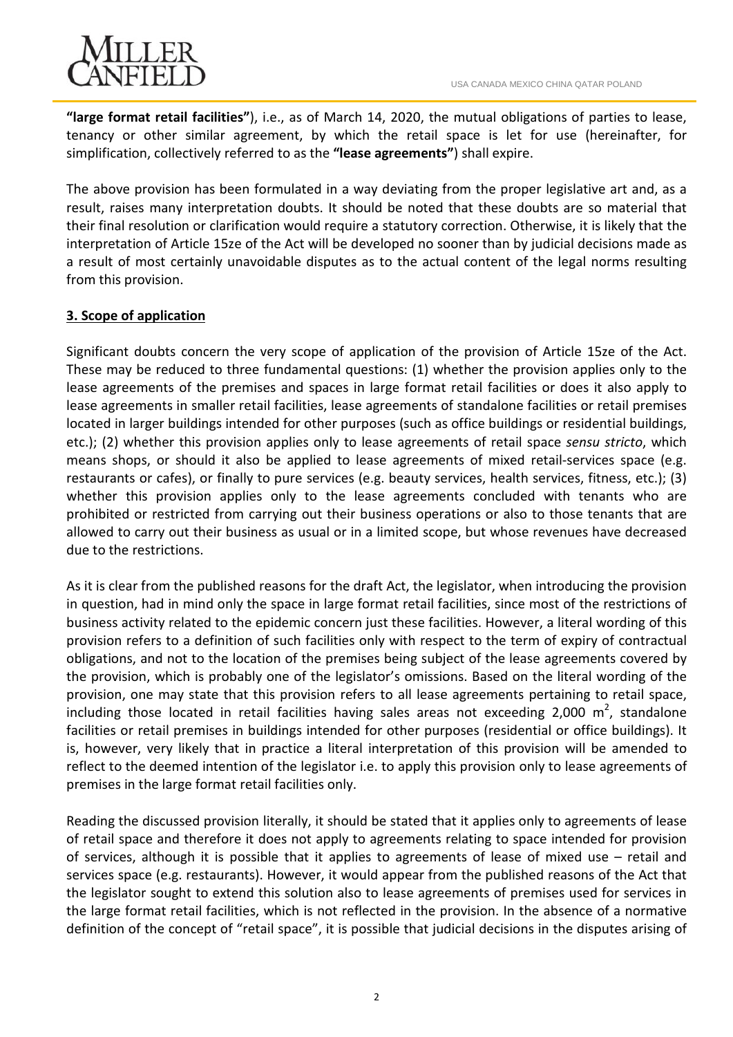**"large format retail facilities"**), i.e., as of March 14, 2020, the mutual obligations of parties to lease, tenancy or other similar agreement, by which the retail space is let for use (hereinafter, for simplification, collectively referred to as the **"lease agreements"**) shall expire.

The above provision has been formulated in a way deviating from the proper legislative art and, as a result, raises many interpretation doubts. It should be noted that these doubts are so material that their final resolution or clarification would require a statutory correction. Otherwise, it is likely that the interpretation of Article 15ze of the Act will be developed no sooner than by judicial decisions made as a result of most certainly unavoidable disputes as to the actual content of the legal norms resulting from this provision.

## 3. Scope of application

Significant doubts concern the very scope of application of the provision of Article 15ze of the Act. These may be reduced to three fundamental questions: (1) whether the provision applies only to the lease agreements of the premises and spaces in large format retail facilities or does it also apply to lease agreements in smaller retail facilities, lease agreements of standalone facilities or retail premises located in larger buildings intended for other purposes (such as office buildings or residential buildings, etc.); (2) whether this provision applies only to lease agreements of retail space *sensu stricto*, which means shops, or should it also be applied to lease agreements of mixed retail-services space (e.g. restaurants or cafes), or finally to pure services (e.g. beauty services, health services, fitness, etc.); (3) whether this provision applies only to the lease agreements concluded with tenants who are prohibited or restricted from carrying out their business operations or also to those tenants that are allowed to carry out their business as usual or in a limited scope, but whose revenues have decreased due to the restrictions.

As it is clear from the published reasons for the draft Act, the legislator, when introducing the provision in question, had in mind only the space in large format retail facilities, since most of the restrictions of business activity related to the epidemic concern just these facilities. However, a literal wording of this provision refers to a definition of such facilities only with respect to the term of expiry of contractual obligations, and not to the location of the premises being subject of the lease agreements covered by the provision, which is probably one of the legislator's omissions. Based on the literal wording of the provision, one may state that this provision refers to all lease agreements pertaining to retail space, including those located in retail facilities having sales areas not exceeding 2,000 $m^2$, standalone facilities or retail premises in buildings intended for other purposes (residential or office buildings). It is, however, very likely that in practice a literal interpretation of this provision will be amended to reflect to the deemed intention of the legislator i.e. to apply this provision only to lease agreements of premises in the large format retail facilities only.

Reading the discussed provision literally, it should be stated that it applies only to agreements of lease of retail space and therefore it does not apply to agreements relating to space intended for provision of services, although it is possible that it applies to agreements of lease of mixed use – retail and services space (e.g. restaurants). However, it would appear from the published reasons of the Act that the legislator sought to extend this solution also to lease agreements of premises used for services in the large format retail facilities, which is not reflected in the provision. In the absence of a normative definition of the concept of "retail space", it is possible that judicial decisions in the disputes arising of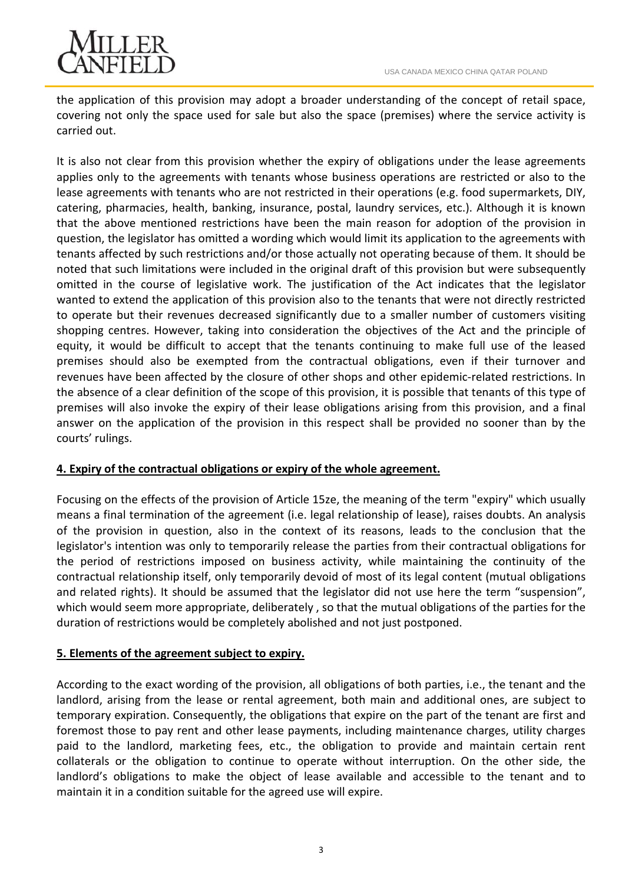the application of this provision may adopt a broader understanding of the concept of retail space, covering not only the space used for sale but also the space (premises) where the service activity is carried out.

It is also not clear from this provision whether the expiry of obligations under the lease agreements applies only to the agreements with tenants whose business operations are restricted or also to the lease agreements with tenants who are not restricted in their operations (e.g. food supermarkets, DIY, catering, pharmacies, health, banking, insurance, postal, laundry services, etc.). Although it is known that the above mentioned restrictions have been the main reason for adoption of the provision in question, the legislator has omitted a wording which would limit its application to the agreements with tenants affected by such restrictions and/or those actually not operating because of them. It should be noted that such limitations were included in the original draft of this provision but were subsequently omitted in the course of legislative work. The justification of the Act indicates that the legislator wanted to extend the application of this provision also to the tenants that were not directly restricted to operate but their revenues decreased significantly due to a smaller number of customers visiting shopping centres. However, taking into consideration the objectives of the Act and the principle of equity, it would be difficult to accept that the tenants continuing to make full use of the leased premises should also be exempted from the contractual obligations, even if their turnover and revenues have been affected by the closure of other shops and other epidemic-related restrictions. In the absence of a clear definition of the scope of this provision, it is possible that tenants of this type of premises will also invoke the expiry of their lease obligations arising from this provision, and a final answer on the application of the provision in this respect shall be provided no sooner than by the courts' rulings.

## 4. Expiry of the contractual obligations or expiry of the whole agreement.

Focusing on the effects of the provision of Article 15ze, the meaning of the term "expiry" which usually means a final termination of the agreement (i.e. legal relationship of lease), raises doubts. An analysis of the provision in question, also in the context of its reasons, leads to the conclusion that the legislator's intention was only to temporarily release the parties from their contractual obligations for the period of restrictions imposed on business activity, while maintaining the continuity of the contractual relationship itself, only temporarily devoid of most of its legal content (mutual obligations and related rights). It should be assumed that the legislator did not use here the term "suspension", which would seem more appropriate, deliberately , so that the mutual obligations of the parties for the duration of restrictions would be completely abolished and not just postponed.

## 5. Elements of the agreement subject to expiry.

According to the exact wording of the provision, all obligations of both parties, i.e., the tenant and the landlord, arising from the lease or rental agreement, both main and additional ones, are subject to temporary expiration. Consequently, the obligations that expire on the part of the tenant are first and foremost those to pay rent and other lease payments, including maintenance charges, utility charges paid to the landlord, marketing fees, etc., the obligation to provide and maintain certain rent collaterals or the obligation to continue to operate without interruption. On the other side, the landlord's obligations to make the object of lease available and accessible to the tenant and to maintain it in a condition suitable for the agreed use will expire.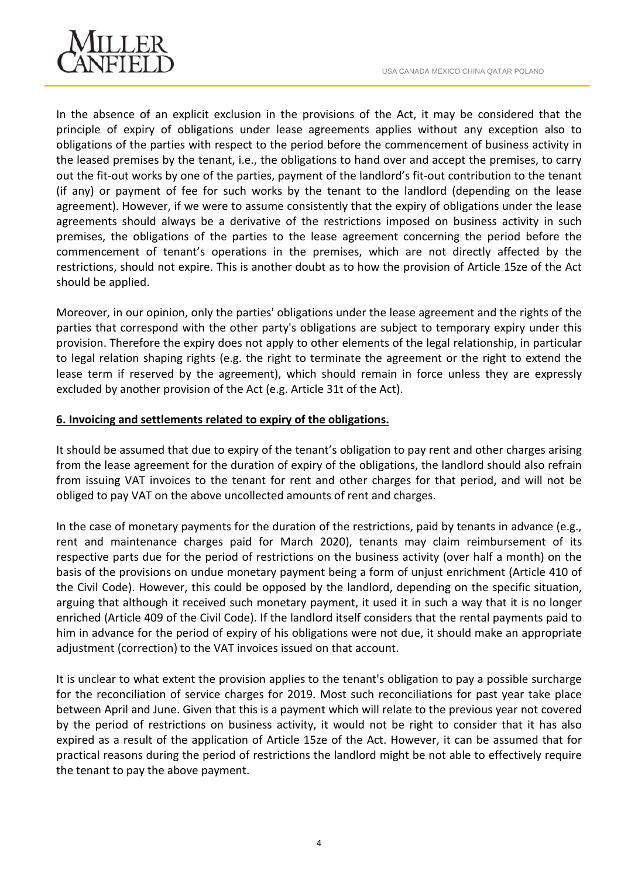In the absence of an explicit exclusion in the provisions of the Act, it may be considered that the principle of expiry of obligations under lease agreements applies without any exception also to obligations of the parties with respect to the period before the commencement of business activity in the leased premises by the tenant, i.e., the obligations to hand over and accept the premises, to carry out the fit-out works by one of the parties, payment of the landlord's fit-out contribution to the tenant (if any) or payment of fee for such works by the tenant to the landlord (depending on the lease agreement). However, if we were to assume consistently that the expiry of obligations under the lease agreements should always be a derivative of the restrictions imposed on business activity in such premises, the obligations of the parties to the lease agreement concerning the period before the commencement of tenant's operations in the premises, which are not directly affected by the restrictions, should not expire. This is another doubt as to how the provision of Article 15ze of the Act should be applied.

Moreover, in our opinion, only the parties' obligations under the lease agreement and the rights of the parties that correspond with the other party's obligations are subject to temporary expiry under this provision. Therefore the expiry does not apply to other elements of the legal relationship, in particular to legal relation shaping rights (e.g. the right to terminate the agreement or the right to extend the lease term if reserved by the agreement), which should remain in force unless they are expressly excluded by another provision of the Act (e.g. Article 31t of the Act).

## 6. Invoicing and settlements related to expiry of the obligations.

It should be assumed that due to expiry of the tenant's obligation to pay rent and other charges arising from the lease agreement for the duration of expiry of the obligations, the landlord should also refrain from issuing VAT invoices to the tenant for rent and other charges for that period, and will not be obliged to pay VAT on the above uncollected amounts of rent and charges.

In the case of monetary payments for the duration of the restrictions, paid by tenants in advance (e.g., rent and maintenance charges paid for March 2020), tenants may claim reimbursement of its respective parts due for the period of restrictions on the business activity (over half a month) on the basis of the provisions on undue monetary payment being a form of unjust enrichment (Article 410 of the Civil Code). However, this could be opposed by the landlord, depending on the specific situation, arguing that although it received such monetary payment, it used it in such a way that it is no longer enriched (Article 409 of the Civil Code). If the landlord itself considers that the rental payments paid to him in advance for the period of expiry of his obligations were not due, it should make an appropriate adjustment (correction) to the VAT invoices issued on that account.

It is unclear to what extent the provision applies to the tenant's obligation to pay a possible surcharge for the reconciliation of service charges for 2019. Most such reconciliations for past year take place between April and June. Given that this is a payment which will relate to the previous year not covered by the period of restrictions on business activity, it would not be right to consider that it has also expired as a result of the application of Article 15ze of the Act. However, it can be assumed that for practical reasons during the period of restrictions the landlord might be not able to effectively require the tenant to pay the above payment.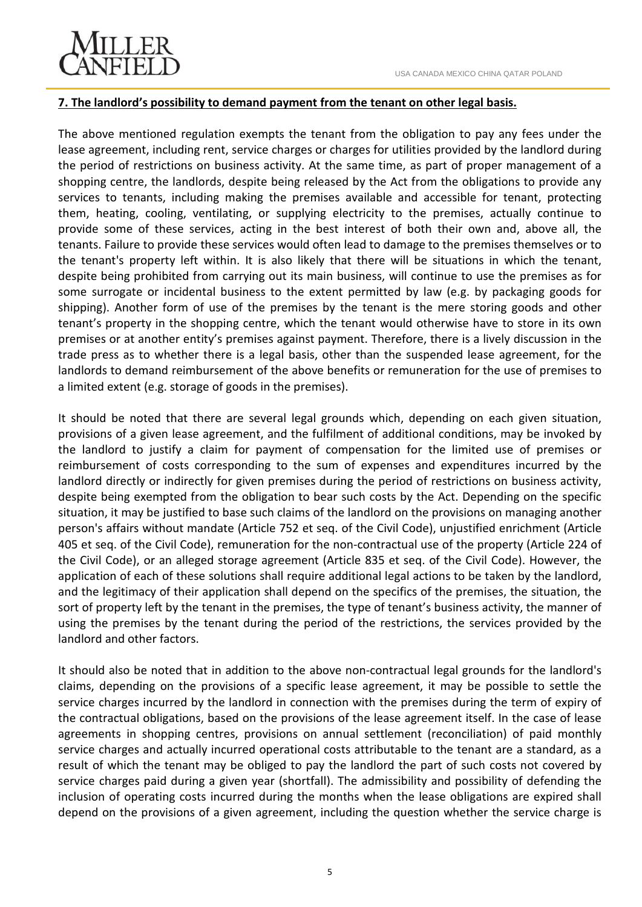**7. The landlord's possibility to demand payment from the tenant on other legal basis.**

The above mentioned regulation exempts the tenant from the obligation to pay any fees under the lease agreement, including rent, service charges or charges for utilities provided by the landlord during the period of restrictions on business activity. At the same time, as part of proper management of a shopping centre, the landlords, despite being released by the Act from the obligations to provide any services to tenants, including making the premises available and accessible for tenant, protecting them, heating, cooling, ventilating, or supplying electricity to the premises, actually continue to provide some of these services, acting in the best interest of both their own and, above all, the tenants. Failure to provide these services would often lead to damage to the premises themselves or to the tenant's property left within. It is also likely that there will be situations in which the tenant, despite being prohibited from carrying out its main business, will continue to use the premises as for some surrogate or incidental business to the extent permitted by law (e.g. by packaging goods for shipping). Another form of use of the premises by the tenant is the mere storing goods and other tenant's property in the shopping centre, which the tenant would otherwise have to store in its own premises or at another entity's premises against payment. Therefore, there is a lively discussion in the trade press as to whether there is a legal basis, other than the suspended lease agreement, for the landlords to demand reimbursement of the above benefits or remuneration for the use of premises to a limited extent (e.g. storage of goods in the premises).

It should be noted that there are several legal grounds which, depending on each given situation, provisions of a given lease agreement, and the fulfilment of additional conditions, may be invoked by the landlord to justify a claim for payment of compensation for the limited use of premises or reimbursement of costs corresponding to the sum of expenses and expenditures incurred by the landlord directly or indirectly for given premises during the period of restrictions on business activity, despite being exempted from the obligation to bear such costs by the Act. Depending on the specific situation, it may be justified to base such claims of the landlord on the provisions on managing another person's affairs without mandate (Article 752 et seq. of the Civil Code), unjustified enrichment (Article 405 et seq. of the Civil Code), remuneration for the non-contractual use of the property (Article 224 of the Civil Code), or an alleged storage agreement (Article 835 et seq. of the Civil Code). However, the application of each of these solutions shall require additional legal actions to be taken by the landlord, and the legitimacy of their application shall depend on the specifics of the premises, the situation, the sort of property left by the tenant in the premises, the type of tenant's business activity, the manner of using the premises by the tenant during the period of the restrictions, the services provided by the landlord and other factors.

It should also be noted that in addition to the above non-contractual legal grounds for the landlord's claims, depending on the provisions of a specific lease agreement, it may be possible to settle the service charges incurred by the landlord in connection with the premises during the term of expiry of the contractual obligations, based on the provisions of the lease agreement itself. In the case of lease agreements in shopping centres, provisions on annual settlement (reconciliation) of paid monthly service charges and actually incurred operational costs attributable to the tenant are a standard, as a result of which the tenant may be obliged to pay the landlord the part of such costs not covered by service charges paid during a given year (shortfall). The admissibility and possibility of defending the inclusion of operating costs incurred during the months when the lease obligations are expired shall depend on the provisions of a given agreement, including the question whether the service charge is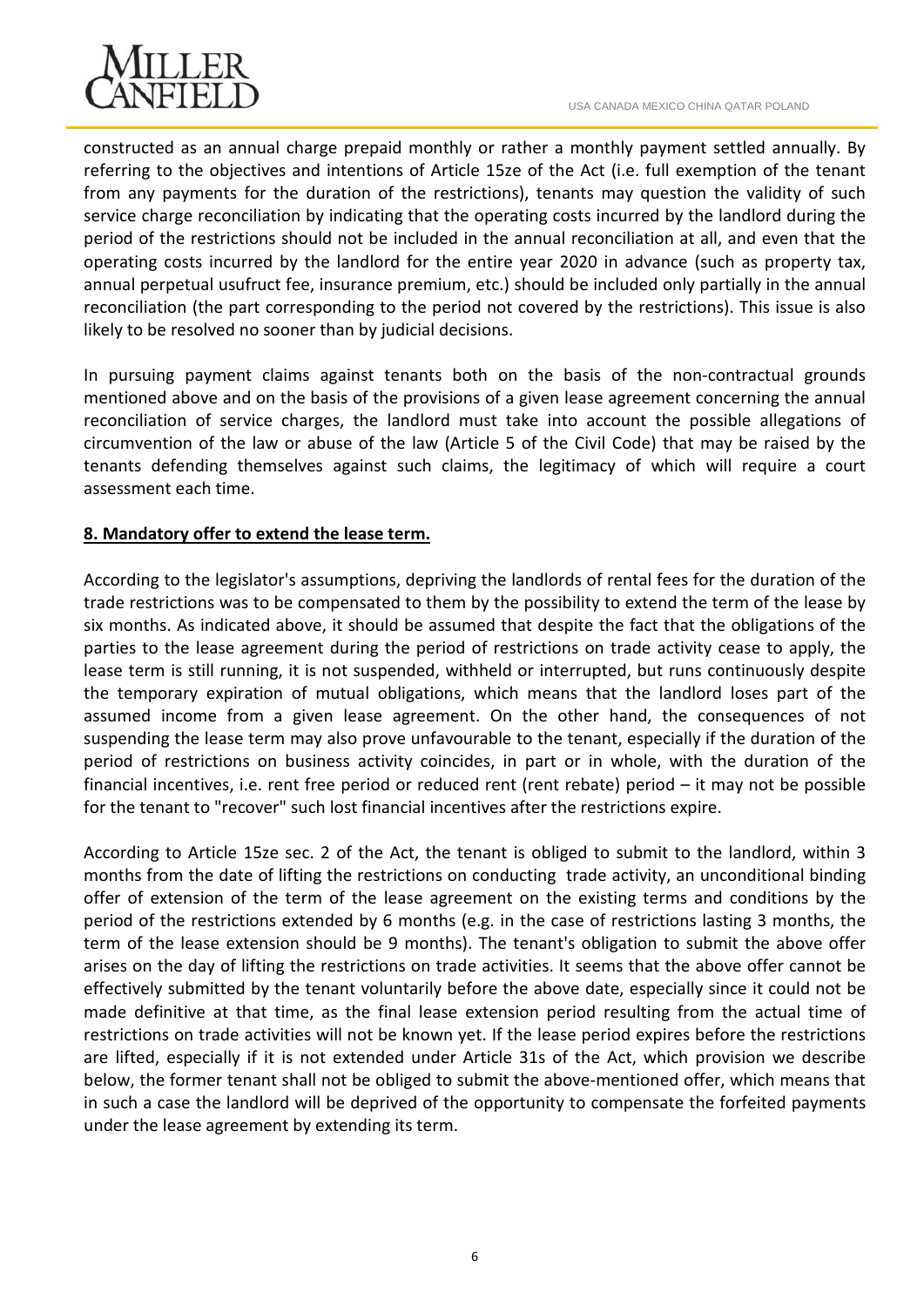constructed as an annual charge prepaid monthly or rather a monthly payment settled annually. By referring to the objectives and intentions of Article 15ze of the Act (i.e. full exemption of the tenant from any payments for the duration of the restrictions), tenants may question the validity of such service charge reconciliation by indicating that the operating costs incurred by the landlord during the period of the restrictions should not be included in the annual reconciliation at all, and even that the operating costs incurred by the landlord for the entire year 2020 in advance (such as property tax, annual perpetual usufruct fee, insurance premium, etc.) should be included only partially in the annual reconciliation (the part corresponding to the period not covered by the restrictions). This issue is also likely to be resolved no sooner than by judicial decisions.

In pursuing payment claims against tenants both on the basis of the non-contractual grounds mentioned above and on the basis of the provisions of a given lease agreement concerning the annual reconciliation of service charges, the landlord must take into account the possible allegations of circumvention of the law or abuse of the law (Article 5 of the Civil Code) that may be raised by the tenants defending themselves against such claims, the legitimacy of which will require a court assessment each time.

## 8. Mandatory offer to extend the lease term.

According to the legislator's assumptions, depriving the landlords of rental fees for the duration of the trade restrictions was to be compensated to them by the possibility to extend the term of the lease by six months. As indicated above, it should be assumed that despite the fact that the obligations of the parties to the lease agreement during the period of restrictions on trade activity cease to apply, the lease term is still running, it is not suspended, withheld or interrupted, but runs continuously despite the temporary expiration of mutual obligations, which means that the landlord loses part of the assumed income from a given lease agreement. On the other hand, the consequences of not suspending the lease term may also prove unfavourable to the tenant, especially if the duration of the period of restrictions on business activity coincides, in part or in whole, with the duration of the financial incentives, i.e. rent free period or reduced rent (rent rebate) period – it may not be possible for the tenant to "recover" such lost financial incentives after the restrictions expire.

According to Article 15ze sec. 2 of the Act, the tenant is obliged to submit to the landlord, within 3 months from the date of lifting the restrictions on conducting trade activity, an unconditional binding offer of extension of the term of the lease agreement on the existing terms and conditions by the period of the restrictions extended by 6 months (e.g. in the case of restrictions lasting 3 months, the term of the lease extension should be 9 months). The tenant's obligation to submit the above offer arises on the day of lifting the restrictions on trade activities. It seems that the above offer cannot be effectively submitted by the tenant voluntarily before the above date, especially since it could not be made definitive at that time, as the final lease extension period resulting from the actual time of restrictions on trade activities will not be known yet. If the lease period expires before the restrictions are lifted, especially if it is not extended under Article 31s of the Act, which provision we describe below, the former tenant shall not be obliged to submit the above-mentioned offer, which means that in such a case the landlord will be deprived of the opportunity to compensate the forfeited payments under the lease agreement by extending its term.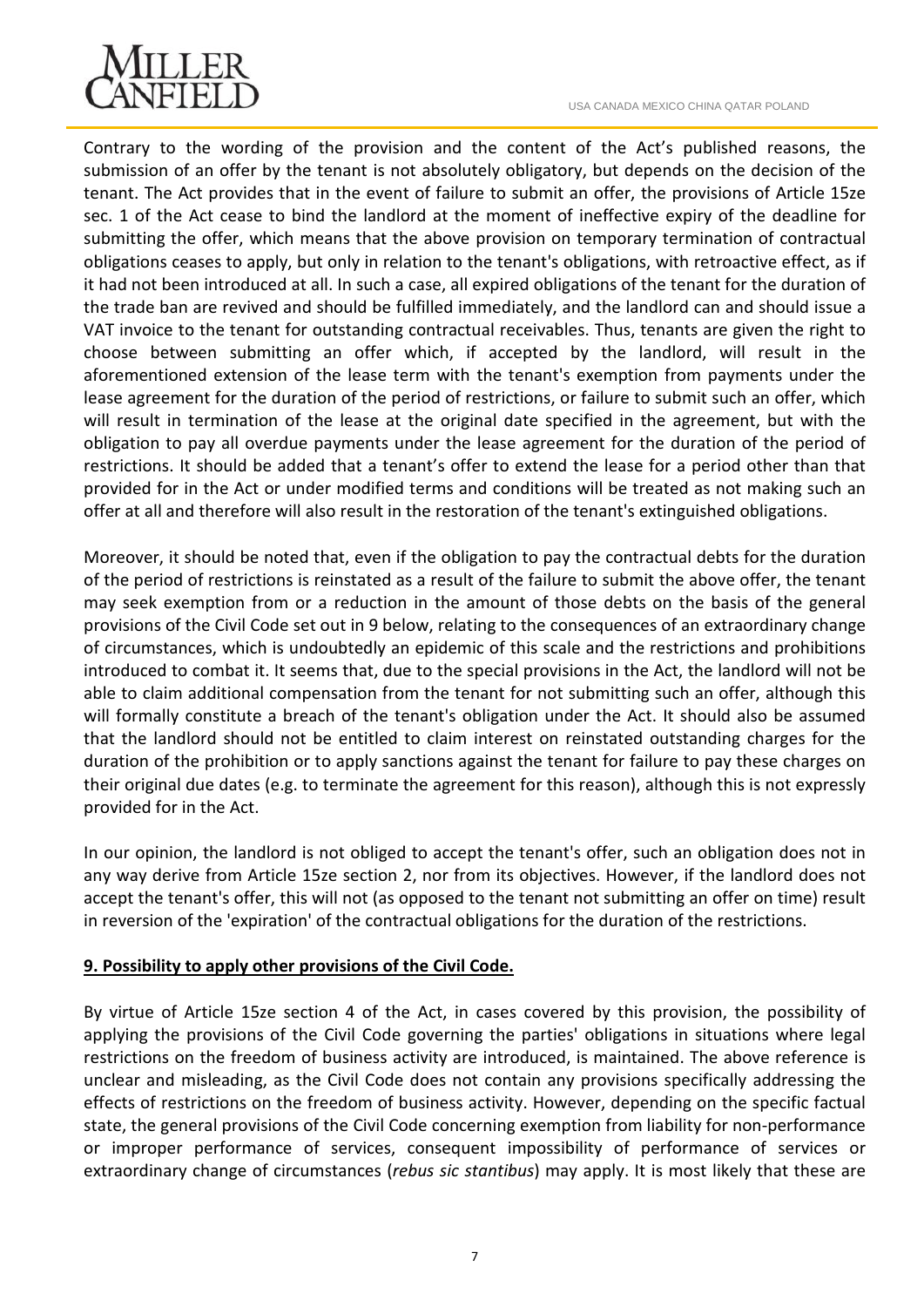Contrary to the wording of the provision and the content of the Act's published reasons, the submission of an offer by the tenant is not absolutely obligatory, but depends on the decision of the tenant. The Act provides that in the event of failure to submit an offer, the provisions of Article 15ze sec. 1 of the Act cease to bind the landlord at the moment of ineffective expiry of the deadline for submitting the offer, which means that the above provision on temporary termination of contractual obligations ceases to apply, but only in relation to the tenant's obligations, with retroactive effect, as if it had not been introduced at all. In such a case, all expired obligations of the tenant for the duration of the trade ban are revived and should be fulfilled immediately, and the landlord can and should issue a VAT invoice to the tenant for outstanding contractual receivables. Thus, tenants are given the right to choose between submitting an offer which, if accepted by the landlord, will result in the aforementioned extension of the lease term with the tenant's exemption from payments under the lease agreement for the duration of the period of restrictions, or failure to submit such an offer, which will result in termination of the lease at the original date specified in the agreement, but with the obligation to pay all overdue payments under the lease agreement for the duration of the period of restrictions. It should be added that a tenant's offer to extend the lease for a period other than that provided for in the Act or under modified terms and conditions will be treated as not making such an offer at all and therefore will also result in the restoration of the tenant's extinguished obligations.

Moreover, it should be noted that, even if the obligation to pay the contractual debts for the duration of the period of restrictions is reinstated as a result of the failure to submit the above offer, the tenant may seek exemption from or a reduction in the amount of those debts on the basis of the general provisions of the Civil Code set out in 9 below, relating to the consequences of an extraordinary change of circumstances, which is undoubtedly an epidemic of this scale and the restrictions and prohibitions introduced to combat it. It seems that, due to the special provisions in the Act, the landlord will not be able to claim additional compensation from the tenant for not submitting such an offer, although this will formally constitute a breach of the tenant's obligation under the Act. It should also be assumed that the landlord should not be entitled to claim interest on reinstated outstanding charges for the duration of the prohibition or to apply sanctions against the tenant for failure to pay these charges on their original due dates (e.g. to terminate the agreement for this reason), although this is not expressly provided for in the Act.

In our opinion, the landlord is not obliged to accept the tenant's offer, such an obligation does not in any way derive from Article 15ze section 2, nor from its objectives. However, if the landlord does not accept the tenant's offer, this will not (as opposed to the tenant not submitting an offer on time) result in reversion of the 'expiration' of the contractual obligations for the duration of the restrictions.

## 9. Possibility to apply other provisions of the Civil Code.

By virtue of Article 15ze section 4 of the Act, in cases covered by this provision, the possibility of applying the provisions of the Civil Code governing the parties' obligations in situations where legal restrictions on the freedom of business activity are introduced, is maintained. The above reference is unclear and misleading, as the Civil Code does not contain any provisions specifically addressing the effects of restrictions on the freedom of business activity. However, depending on the specific factual state, the general provisions of the Civil Code concerning exemption from liability for non-performance or improper performance of services, consequent impossibility of performance of services or extraordinary change of circumstances (*rebus sic stantibus*) may apply. It is most likely that these are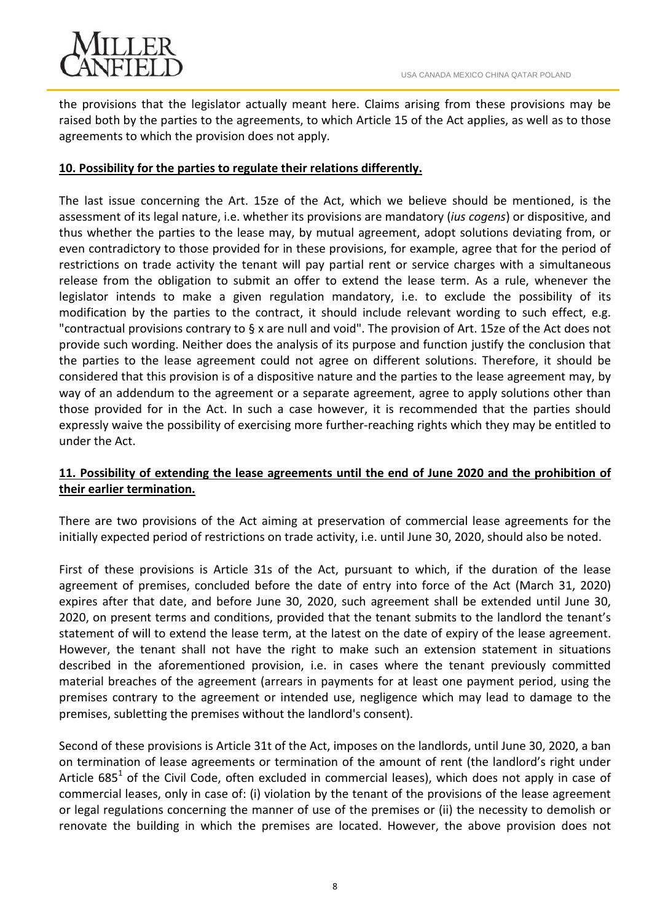the provisions that the legislator actually meant here. Claims arising from these provisions may be raised both by the parties to the agreements, to which Article 15 of the Act applies, as well as to those agreements to which the provision does not apply.

**10. Possibility for the parties to regulate their relations differently.**

The last issue concerning the Art. 15ze of the Act, which we believe should be mentioned, is the assessment of its legal nature, i.e. whether its provisions are mandatory (*ius cogens*) or dispositive, and thus whether the parties to the lease may, by mutual agreement, adopt solutions deviating from, or even contradictory to those provided for in these provisions, for example, agree that for the period of restrictions on trade activity the tenant will pay partial rent or service charges with a simultaneous release from the obligation to submit an offer to extend the lease term. As a rule, whenever the legislator intends to make a given regulation mandatory, i.e. to exclude the possibility of its modification by the parties to the contract, it should include relevant wording to such effect, e.g. "contractual provisions contrary to § x are null and void". The provision of Art. 15ze of the Act does not provide such wording. Neither does the analysis of its purpose and function justify the conclusion that the parties to the lease agreement could not agree on different solutions. Therefore, it should be considered that this provision is of a dispositive nature and the parties to the lease agreement may, by way of an addendum to the agreement or a separate agreement, agree to apply solutions other than those provided for in the Act. In such a case however, it is recommended that the parties should expressly waive the possibility of exercising more further-reaching rights which they may be entitled to under the Act.

**11. Possibility of extending the lease agreements until the end of June 2020 and the prohibition of their earlier termination.**

There are two provisions of the Act aiming at preservation of commercial lease agreements for the initially expected period of restrictions on trade activity, i.e. until June 30, 2020, should also be noted.

First of these provisions is Article 31s of the Act, pursuant to which, if the duration of the lease agreement of premises, concluded before the date of entry into force of the Act (March 31, 2020) expires after that date, and before June 30, 2020, such agreement shall be extended until June 30, 2020, on present terms and conditions, provided that the tenant submits to the landlord the tenant's statement of will to extend the lease term, at the latest on the date of expiry of the lease agreement. However, the tenant shall not have the right to make such an extension statement in situations described in the aforementioned provision, i.e. in cases where the tenant previously committed material breaches of the agreement (arrears in payments for at least one payment period, using the premises contrary to the agreement or intended use, negligence which may lead to damage to the premises, subletting the premises without the landlord's consent).

Second of these provisions is Article 31t of the Act, imposes on the landlords, until June 30, 2020, a ban on termination of lease agreements or termination of the amount of rent (the landlord's right under Article 685[1] of the Civil Code, often excluded in commercial leases), which does not apply in case of commercial leases, only in case of: (i) violation by the tenant of the provisions of the lease agreement or legal regulations concerning the manner of use of the premises or (ii) the necessity to demolish or renovate the building in which the premises are located. However, the above provision does not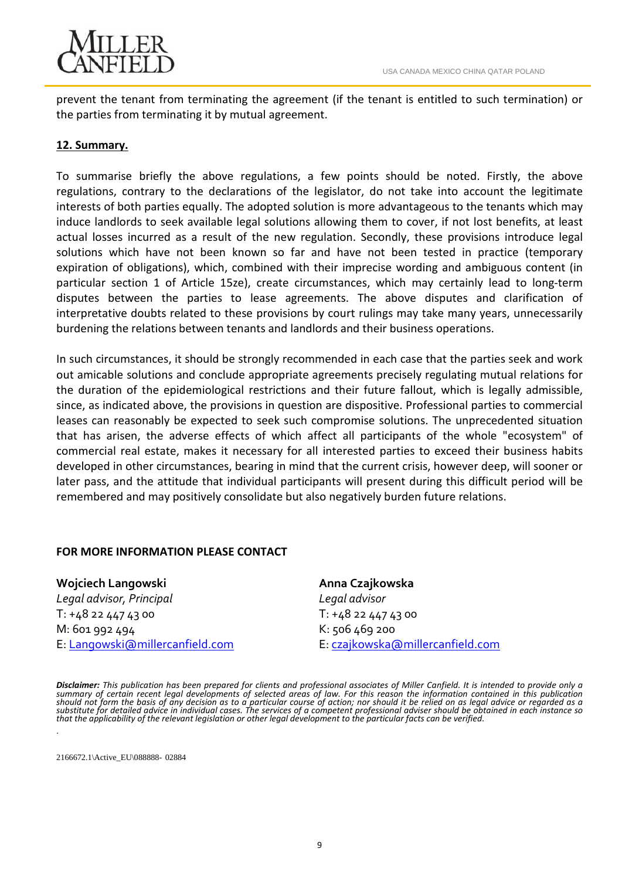prevent the tenant from terminating the agreement (if the tenant is entitled to such termination) or the parties from terminating it by mutual agreement.

## 12. Summary.

To summarise briefly the above regulations, a few points should be noted. Firstly, the above regulations, contrary to the declarations of the legislator, do not take into account the legitimate interests of both parties equally. The adopted solution is more advantageous to the tenants which may induce landlords to seek available legal solutions allowing them to cover, if not lost benefits, at least actual losses incurred as a result of the new regulation. Secondly, these provisions introduce legal solutions which have not been known so far and have not been tested in practice (temporary expiration of obligations), which, combined with their imprecise wording and ambiguous content (in particular section 1 of Article 15ze), create circumstances, which may certainly lead to long-term disputes between the parties to lease agreements. The above disputes and clarification of interpretative doubts related to these provisions by court rulings may take many years, unnecessarily burdening the relations between tenants and landlords and their business operations.

In such circumstances, it should be strongly recommended in each case that the parties seek and work out amicable solutions and conclude appropriate agreements precisely regulating mutual relations for the duration of the epidemiological restrictions and their future fallout, which is legally admissible, since, as indicated above, the provisions in question are dispositive. Professional parties to commercial leases can reasonably be expected to seek such compromise solutions. The unprecedented situation that has arisen, the adverse effects of which affect all participants of the whole "ecosystem" of commercial real estate, makes it necessary for all interested parties to exceed their business habits developed in other circumstances, bearing in mind that the current crisis, however deep, will sooner or later pass, and the attitude that individual participants will present during this difficult period will be remembered and may positively consolidate but also negatively burden future relations.

**FOR MORE INFORMATION PLEASE CONTACT**

**Wojciech Langowski**
*Legal advisor, Principal*
T: +48 22 447 43 00
M: 601 992 494
E: Langowski@millercanfield.com

**Anna Czajkowska**
*Legal advisor*
T: +48 22 447 43 00
K: 506 469 200
E: czajkowska@millercanfield.com

***Disclaimer:*** *This publication has been prepared for clients and professional associates of Miller Canfield. It is intended to provide only a summary of certain recent legal developments of selected areas of law. For this reason the information contained in this publication should not form the basis of any decision as to a particular course of action; nor should it be relied on as legal advice or regarded as a substitute for detailed advice in individual cases. The services of a competent professional adviser should be obtained in each instance so that the applicability of the relevant legislation or other legal development to the particular facts can be verified.*

2166672.1\Active_EU\088888- 02884